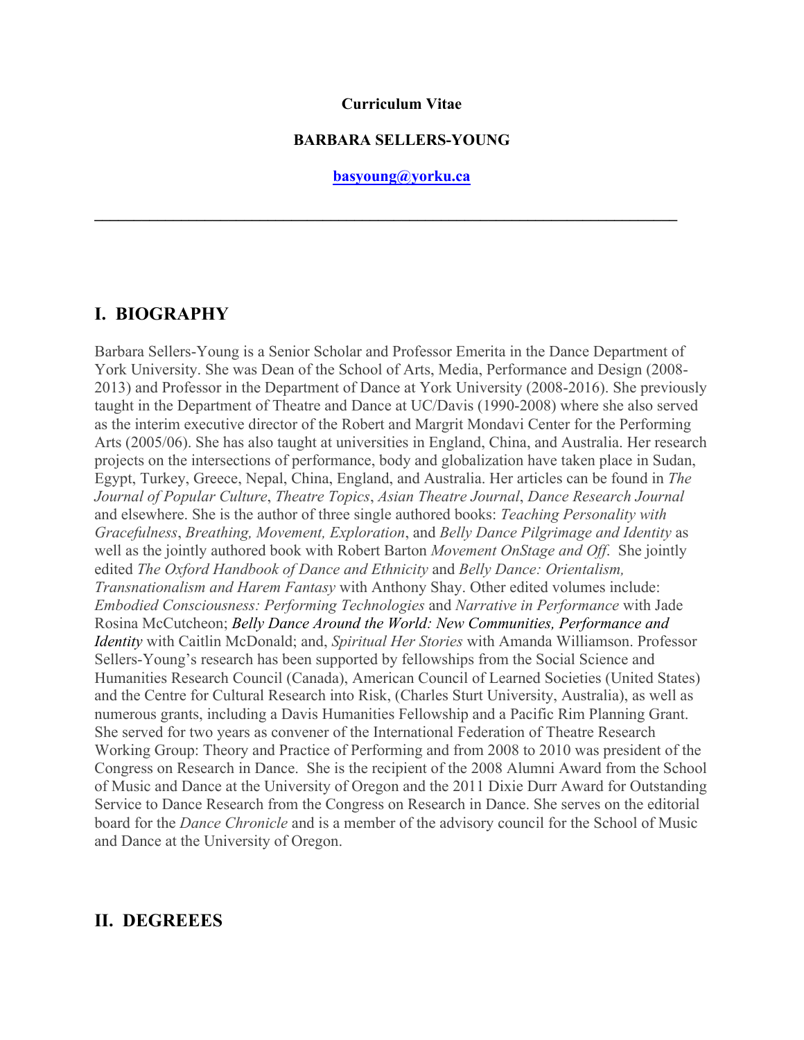**Curriculum Vitae**

**BARBARA SELLERS-YOUNG**

**basyoung@yorku.ca**

---

## I. BIOGRAPHY

Barbara Sellers-Young is a Senior Scholar and Professor Emerita in the Dance Department of York University. She was Dean of the School of Arts, Media, Performance and Design (2008-2013) and Professor in the Department of Dance at York University (2008-2016). She previously taught in the Department of Theatre and Dance at UC/Davis (1990-2008) where she also served as the interim executive director of the Robert and Margrit Mondavi Center for the Performing Arts (2005/06). She has also taught at universities in England, China, and Australia. Her research projects on the intersections of performance, body and globalization have taken place in Sudan, Egypt, Turkey, Greece, Nepal, China, England, and Australia. Her articles can be found in *The Journal of Popular Culture*, *Theatre Topics*, *Asian Theatre Journal*, *Dance Research Journal* and elsewhere. She is the author of three single authored books: *Teaching Personality with Gracefulness*, *Breathing, Movement, Exploration*, and *Belly Dance Pilgrimage and Identity* as well as the jointly authored book with Robert Barton *Movement OnStage and Off*. She jointly edited *The Oxford Handbook of Dance and Ethnicity* and *Belly Dance: Orientalism, Transnationalism and Harem Fantasy* with Anthony Shay. Other edited volumes include: *Embodied Consciousness: Performing Technologies* and *Narrative in Performance* with Jade Rosina McCutcheon; *Belly Dance Around the World: New Communities, Performance and Identity* with Caitlin McDonald; and, *Spiritual Her Stories* with Amanda Williamson. Professor Sellers-Young's research has been supported by fellowships from the Social Science and Humanities Research Council (Canada), American Council of Learned Societies (United States) and the Centre for Cultural Research into Risk, (Charles Sturt University, Australia), as well as numerous grants, including a Davis Humanities Fellowship and a Pacific Rim Planning Grant. She served for two years as convener of the International Federation of Theatre Research Working Group: Theory and Practice of Performing and from 2008 to 2010 was president of the Congress on Research in Dance. She is the recipient of the 2008 Alumni Award from the School of Music and Dance at the University of Oregon and the 2011 Dixie Durr Award for Outstanding Service to Dance Research from the Congress on Research in Dance. She serves on the editorial board for the *Dance Chronicle* and is a member of the advisory council for the School of Music and Dance at the University of Oregon.

## II. DEGREEES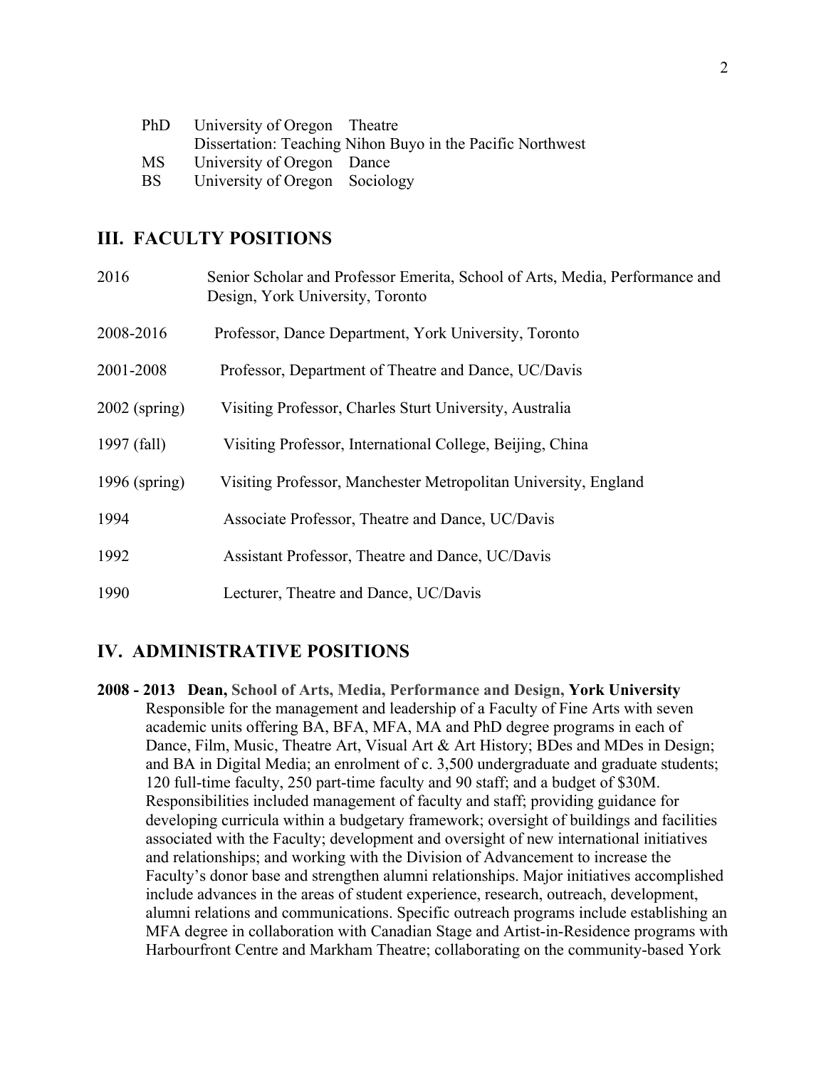| | | |
|---|---|---|
| PhD | University of Oregon | Theatre |
| | Dissertation: Teaching Nihon Buyo in the Pacific Northwest | |
| MS | University of Oregon | Dance |
| BS | University of Oregon | Sociology |

## III. FACULTY POSITIONS

2016 Senior Scholar and Professor Emerita, School of Arts, Media, Performance and Design, York University, Toronto

2008-2016 Professor, Dance Department, York University, Toronto

2001-2008 Professor, Department of Theatre and Dance, UC/Davis

2002 (spring) Visiting Professor, Charles Sturt University, Australia

1997 (fall) Visiting Professor, International College, Beijing, China

1996 (spring) Visiting Professor, Manchester Metropolitan University, England

1994 Associate Professor, Theatre and Dance, UC/Davis

1992 Assistant Professor, Theatre and Dance, UC/Davis

1990 Lecturer, Theatre and Dance, UC/Davis

## IV. ADMINISTRATIVE POSITIONS

**2008 - 2013 Dean, School of Arts, Media, Performance and Design, York University**
Responsible for the management and leadership of a Faculty of Fine Arts with seven academic units offering BA, BFA, MFA, MA and PhD degree programs in each of Dance, Film, Music, Theatre Art, Visual Art & Art History; BDes and MDes in Design; and BA in Digital Media; an enrolment of c. 3,500 undergraduate and graduate students; 120 full-time faculty, 250 part-time faculty and 90 staff; and a budget of $30M. Responsibilities included management of faculty and staff; providing guidance for developing curricula within a budgetary framework; oversight of buildings and facilities associated with the Faculty; development and oversight of new international initiatives and relationships; and working with the Division of Advancement to increase the Faculty's donor base and strengthen alumni relationships. Major initiatives accomplished include advances in the areas of student experience, research, outreach, development, alumni relations and communications. Specific outreach programs include establishing an MFA degree in collaboration with Canadian Stage and Artist-in-Residence programs with Harbourfront Centre and Markham Theatre; collaborating on the community-based York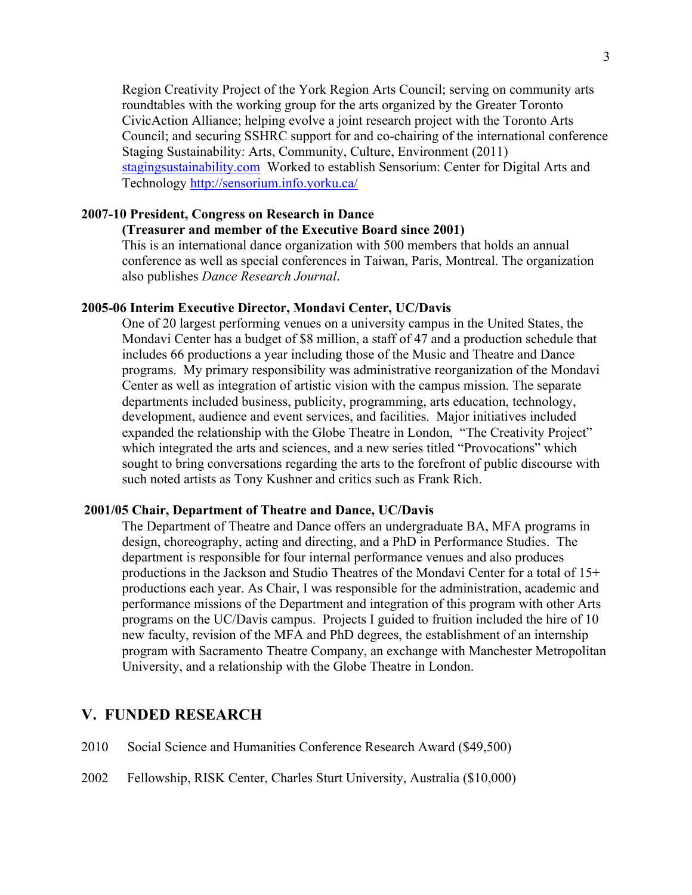Region Creativity Project of the York Region Arts Council; serving on community arts roundtables with the working group for the arts organized by the Greater Toronto CivicAction Alliance; helping evolve a joint research project with the Toronto Arts Council; and securing SSHRC support for and co-chairing of the international conference Staging Sustainability: Arts, Community, Culture, Environment (2011) [stagingsustainability.com](stagingsustainability.com) Worked to establish Sensorium: Center for Digital Arts and Technology <http://sensorium.info.yorku.ca/>

**2007-10 President, Congress on Research in Dance**
**(Treasurer and member of the Executive Board since 2001)**

This is an international dance organization with 500 members that holds an annual conference as well as special conferences in Taiwan, Paris, Montreal. The organization also publishes *Dance Research Journal*.

**2005-06 Interim Executive Director, Mondavi Center, UC/Davis**

One of 20 largest performing venues on a university campus in the United States, the Mondavi Center has a budget of $8 million, a staff of 47 and a production schedule that includes 66 productions a year including those of the Music and Theatre and Dance programs. My primary responsibility was administrative reorganization of the Mondavi Center as well as integration of artistic vision with the campus mission. The separate departments included business, publicity, programming, arts education, technology, development, audience and event services, and facilities. Major initiatives included expanded the relationship with the Globe Theatre in London, "The Creativity Project" which integrated the arts and sciences, and a new series titled "Provocations" which sought to bring conversations regarding the arts to the forefront of public discourse with such noted artists as Tony Kushner and critics such as Frank Rich.

**2001/05 Chair, Department of Theatre and Dance, UC/Davis**

The Department of Theatre and Dance offers an undergraduate BA, MFA programs in design, choreography, acting and directing, and a PhD in Performance Studies. The department is responsible for four internal performance venues and also produces productions in the Jackson and Studio Theatres of the Mondavi Center for a total of 15+ productions each year. As Chair, I was responsible for the administration, academic and performance missions of the Department and integration of this program with other Arts programs on the UC/Davis campus. Projects I guided to fruition included the hire of 10 new faculty, revision of the MFA and PhD degrees, the establishment of an internship program with Sacramento Theatre Company, an exchange with Manchester Metropolitan University, and a relationship with the Globe Theatre in London.

## V. FUNDED RESEARCH

2010 Social Science and Humanities Conference Research Award ($49,500)

2002 Fellowship, RISK Center, Charles Sturt University, Australia ($10,000)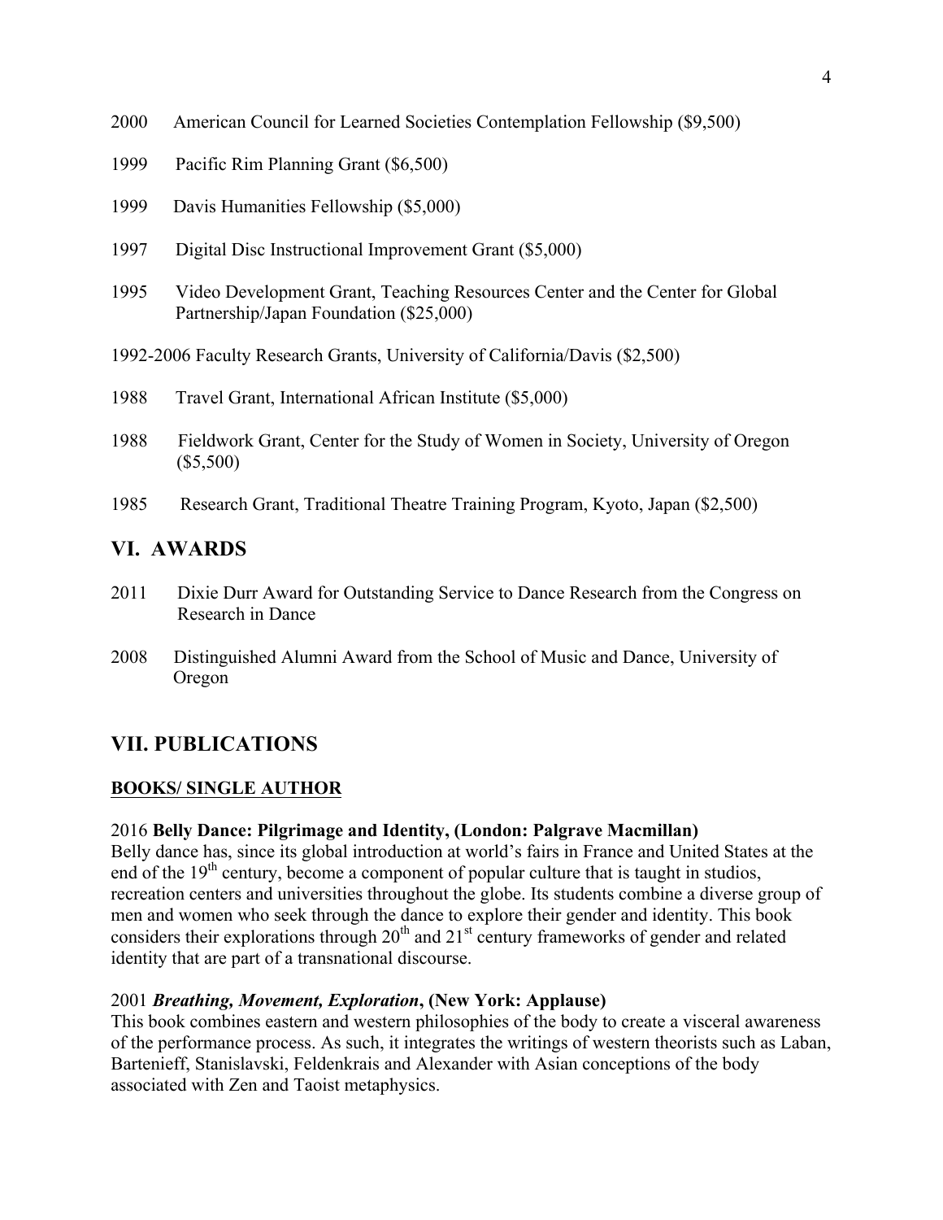2000 American Council for Learned Societies Contemplation Fellowship ($9,500)

1999 Pacific Rim Planning Grant ($6,500)

1999 Davis Humanities Fellowship ($5,000)

1997 Digital Disc Instructional Improvement Grant ($5,000)

1995 Video Development Grant, Teaching Resources Center and the Center for Global Partnership/Japan Foundation ($25,000)

1992-2006 Faculty Research Grants, University of California/Davis ($2,500)

1988 Travel Grant, International African Institute ($5,000)

1988 Fieldwork Grant, Center for the Study of Women in Society, University of Oregon ($5,500)

1985 Research Grant, Traditional Theatre Training Program, Kyoto, Japan ($2,500)

## VI. AWARDS

2011 Dixie Durr Award for Outstanding Service to Dance Research from the Congress on Research in Dance

2008 Distinguished Alumni Award from the School of Music and Dance, University of Oregon

## VII. PUBLICATIONS

### BOOKS/ SINGLE AUTHOR

2016 **Belly Dance: Pilgrimage and Identity, (London: Palgrave Macmillan)**
Belly dance has, since its global introduction at world's fairs in France and United States at the end of the 19th century, become a component of popular culture that is taught in studios, recreation centers and universities throughout the globe. Its students combine a diverse group of men and women who seek through the dance to explore their gender and identity. This book considers their explorations through 20th and 21st century frameworks of gender and related identity that are part of a transnational discourse.

2001 ***Breathing, Movement, Exploration*, (New York: Applause)**
This book combines eastern and western philosophies of the body to create a visceral awareness of the performance process. As such, it integrates the writings of western theorists such as Laban, Bartenieff, Stanislavski, Feldenkrais and Alexander with Asian conceptions of the body associated with Zen and Taoist metaphysics.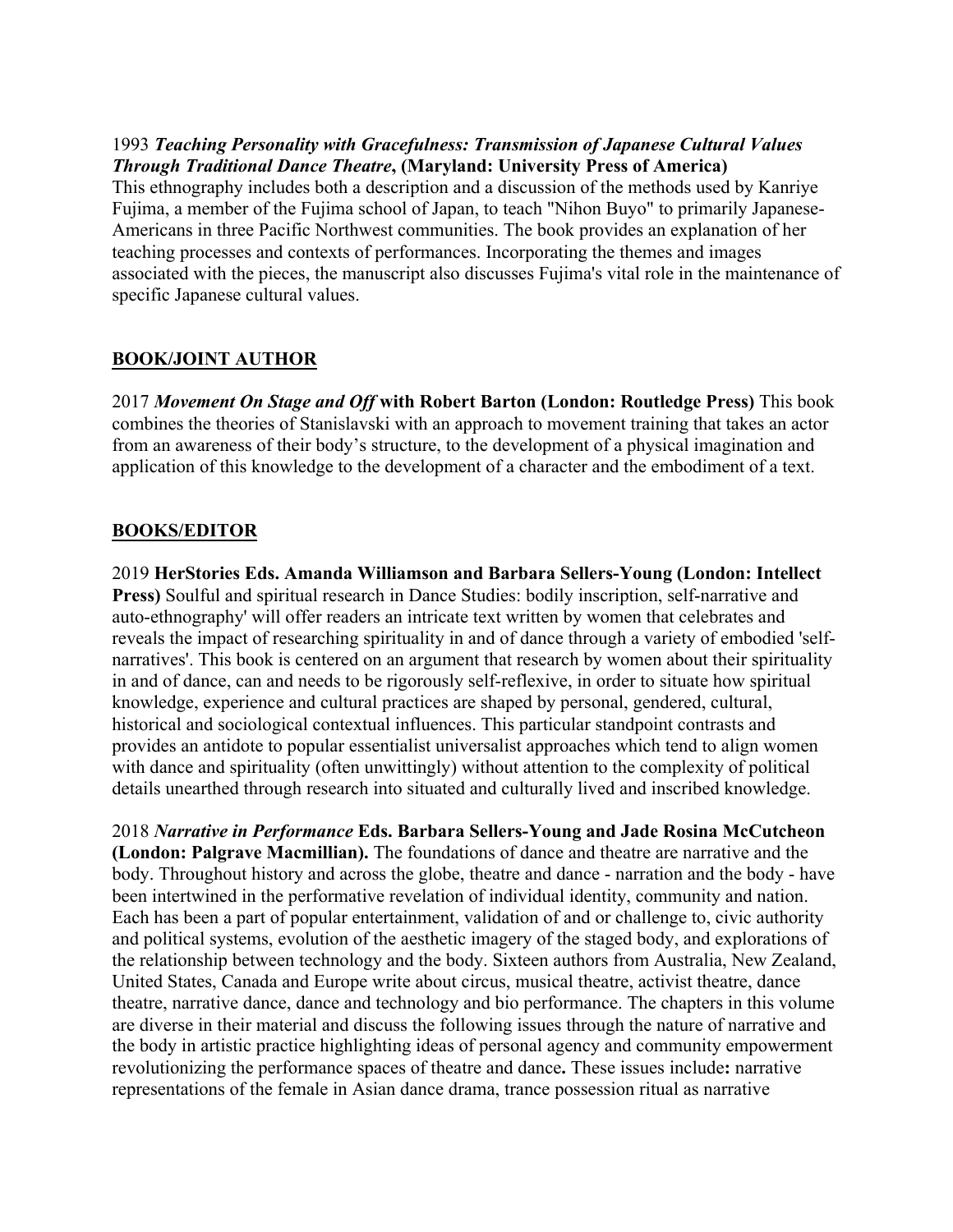1993 ***Teaching Personality with Gracefulness: Transmission of Japanese Cultural Values Through Traditional Dance Theatre*, (Maryland: University Press of America)**
This ethnography includes both a description and a discussion of the methods used by Kanriye Fujima, a member of the Fujima school of Japan, to teach "Nihon Buyo" to primarily Japanese-Americans in three Pacific Northwest communities. The book provides an explanation of her teaching processes and contexts of performances. Incorporating the themes and images associated with the pieces, the manuscript also discusses Fujima's vital role in the maintenance of specific Japanese cultural values.

## BOOK/JOINT AUTHOR

2017 ***Movement On Stage and Off* with Robert Barton (London: Routledge Press)** This book combines the theories of Stanislavski with an approach to movement training that takes an actor from an awareness of their body's structure, to the development of a physical imagination and application of this knowledge to the development of a character and the embodiment of a text.

## BOOKS/EDITOR

2019 **HerStories Eds. Amanda Williamson and Barbara Sellers-Young (London: Intellect Press)** Soulful and spiritual research in Dance Studies: bodily inscription, self-narrative and auto-ethnography' will offer readers an intricate text written by women that celebrates and reveals the impact of researching spirituality in and of dance through a variety of embodied 'self-narratives'. This book is centered on an argument that research by women about their spirituality in and of dance, can and needs to be rigorously self-reflexive, in order to situate how spiritual knowledge, experience and cultural practices are shaped by personal, gendered, cultural, historical and sociological contextual influences. This particular standpoint contrasts and provides an antidote to popular essentialist universalist approaches which tend to align women with dance and spirituality (often unwittingly) without attention to the complexity of political details unearthed through research into situated and culturally lived and inscribed knowledge.

2018 ***Narrative in Performance* Eds. Barbara Sellers-Young and Jade Rosina McCutcheon (London: Palgrave Macmillian).** The foundations of dance and theatre are narrative and the body. Throughout history and across the globe, theatre and dance - narration and the body - have been intertwined in the performative revelation of individual identity, community and nation. Each has been a part of popular entertainment, validation of and or challenge to, civic authority and political systems, evolution of the aesthetic imagery of the staged body, and explorations of the relationship between technology and the body. Sixteen authors from Australia, New Zealand, United States, Canada and Europe write about circus, musical theatre, activist theatre, dance theatre, narrative dance, dance and technology and bio performance. The chapters in this volume are diverse in their material and discuss the following issues through the nature of narrative and the body in artistic practice highlighting ideas of personal agency and community empowerment revolutionizing the performance spaces of theatre and dance**.** These issues include**:** narrative representations of the female in Asian dance drama, trance possession ritual as narrative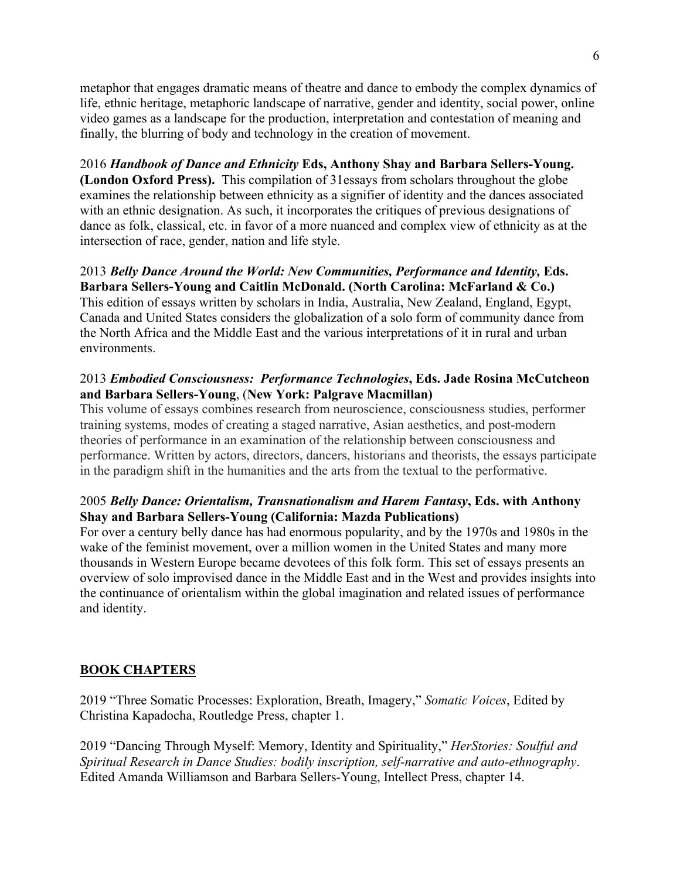metaphor that engages dramatic means of theatre and dance to embody the complex dynamics of life, ethnic heritage, metaphoric landscape of narrative, gender and identity, social power, online video games as a landscape for the production, interpretation and contestation of meaning and finally, the blurring of body and technology in the creation of movement.

2016 ***Handbook of Dance and Ethnicity* Eds, Anthony Shay and Barbara Sellers-Young. (London Oxford Press).** This compilation of 31essays from scholars throughout the globe examines the relationship between ethnicity as a signifier of identity and the dances associated with an ethnic designation. As such, it incorporates the critiques of previous designations of dance as folk, classical, etc. in favor of a more nuanced and complex view of ethnicity as at the intersection of race, gender, nation and life style.

2013 ***Belly Dance Around the World: New Communities, Performance and Identity,* Eds. Barbara Sellers-Young and Caitlin McDonald. (North Carolina: McFarland & Co.)** This edition of essays written by scholars in India, Australia, New Zealand, England, Egypt, Canada and United States considers the globalization of a solo form of community dance from the North Africa and the Middle East and the various interpretations of it in rural and urban environments.

2013 ***Embodied Consciousness: Performance Technologies*, Eds. Jade Rosina McCutcheon and Barbara Sellers-Young**, (**New York: Palgrave Macmillan)**
This volume of essays combines research from neuroscience, consciousness studies, performer training systems, modes of creating a staged narrative, Asian aesthetics, and post-modern theories of performance in an examination of the relationship between consciousness and performance. Written by actors, directors, dancers, historians and theorists, the essays participate in the paradigm shift in the humanities and the arts from the textual to the performative.

2005 ***Belly Dance: Orientalism, Transnationalism and Harem Fantasy*, Eds. with Anthony Shay and Barbara Sellers-Young (California: Mazda Publications)**
For over a century belly dance has had enormous popularity, and by the 1970s and 1980s in the wake of the feminist movement, over a million women in the United States and many more thousands in Western Europe became devotees of this folk form. This set of essays presents an overview of solo improvised dance in the Middle East and in the West and provides insights into the continuance of orientalism within the global imagination and related issues of performance and identity.

## BOOK CHAPTERS

2019 "Three Somatic Processes: Exploration, Breath, Imagery," *Somatic Voices*, Edited by Christina Kapadocha, Routledge Press, chapter 1.

2019 "Dancing Through Myself: Memory, Identity and Spirituality," *HerStories: Soulful and Spiritual Research in Dance Studies: bodily inscription, self-narrative and auto-ethnography*. Edited Amanda Williamson and Barbara Sellers-Young, Intellect Press, chapter 14.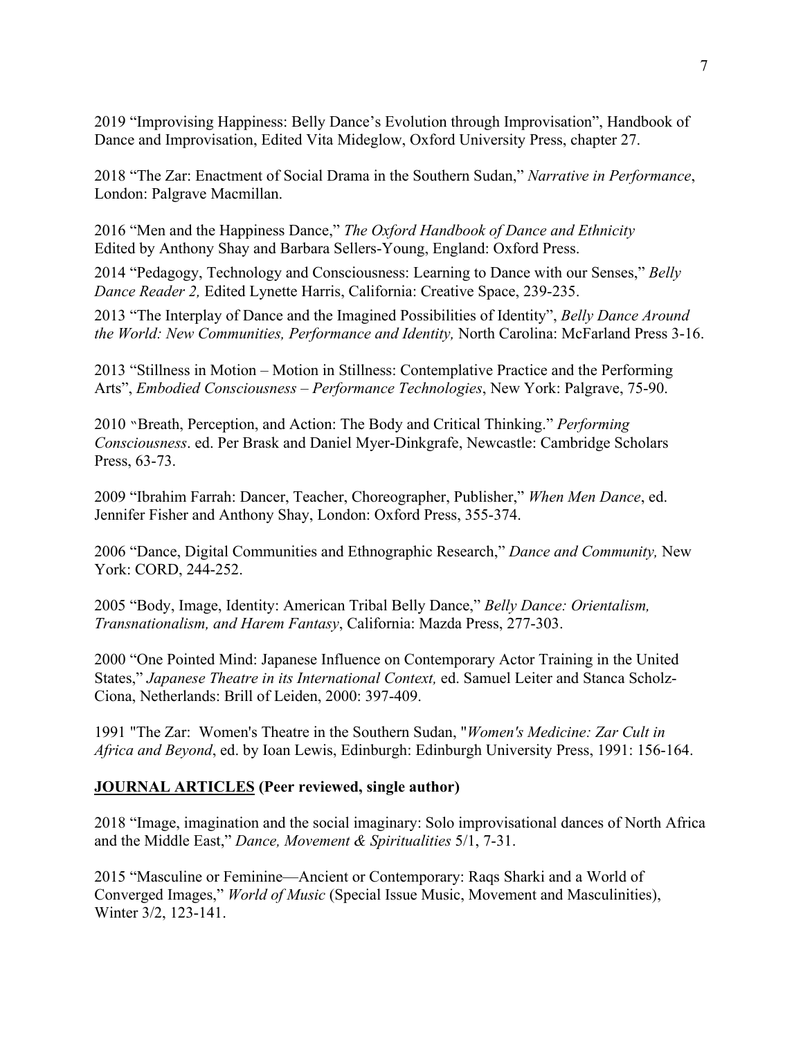2019 “Improvising Happiness: Belly Dance’s Evolution through Improvisation”, Handbook of Dance and Improvisation, Edited Vita Mideglow, Oxford University Press, chapter 27.

2018 “The Zar: Enactment of Social Drama in the Southern Sudan,” *Narrative in Performance*, London: Palgrave Macmillan.

2016 “Men and the Happiness Dance,” *The Oxford Handbook of Dance and Ethnicity* Edited by Anthony Shay and Barbara Sellers-Young, England: Oxford Press.

2014 “Pedagogy, Technology and Consciousness: Learning to Dance with our Senses,” *Belly Dance Reader 2,* Edited Lynette Harris, California: Creative Space, 239-235.

2013 “The Interplay of Dance and the Imagined Possibilities of Identity”, *Belly Dance Around the World: New Communities, Performance and Identity,* North Carolina: McFarland Press 3-16.

2013 “Stillness in Motion – Motion in Stillness: Contemplative Practice and the Performing Arts”, *Embodied Consciousness – Performance Technologies*, New York: Palgrave, 75-90.

2010 "Breath, Perception, and Action: The Body and Critical Thinking.” *Performing Consciousness*. ed. Per Brask and Daniel Myer-Dinkgrafe, Newcastle: Cambridge Scholars Press, 63-73.

2009 “Ibrahim Farrah: Dancer, Teacher, Choreographer, Publisher,” *When Men Dance*, ed. Jennifer Fisher and Anthony Shay, London: Oxford Press, 355-374.

2006 “Dance, Digital Communities and Ethnographic Research,” *Dance and Community,* New York: CORD, 244-252.

2005 “Body, Image, Identity: American Tribal Belly Dance,” *Belly Dance: Orientalism, Transnationalism, and Harem Fantasy*, California: Mazda Press, 277-303.

2000 “One Pointed Mind: Japanese Influence on Contemporary Actor Training in the United States,” *Japanese Theatre in its International Context,* ed. Samuel Leiter and Stanca Scholz-Ciona, Netherlands: Brill of Leiden, 2000: 397-409.

1991 "The Zar: Women's Theatre in the Southern Sudan, "*Women's Medicine: Zar Cult in Africa and Beyond*, ed. by Ioan Lewis, Edinburgh: Edinburgh University Press, 1991: 156-164.

## **JOURNAL ARTICLES (Peer reviewed, single author)**

2018 “Image, imagination and the social imaginary: Solo improvisational dances of North Africa and the Middle East,” *Dance, Movement & Spiritualities* 5/1, 7-31.

2015 “Masculine or Feminine—Ancient or Contemporary: Raqs Sharki and a World of Converged Images,” *World of Music* (Special Issue Music, Movement and Masculinities), Winter 3/2, 123-141.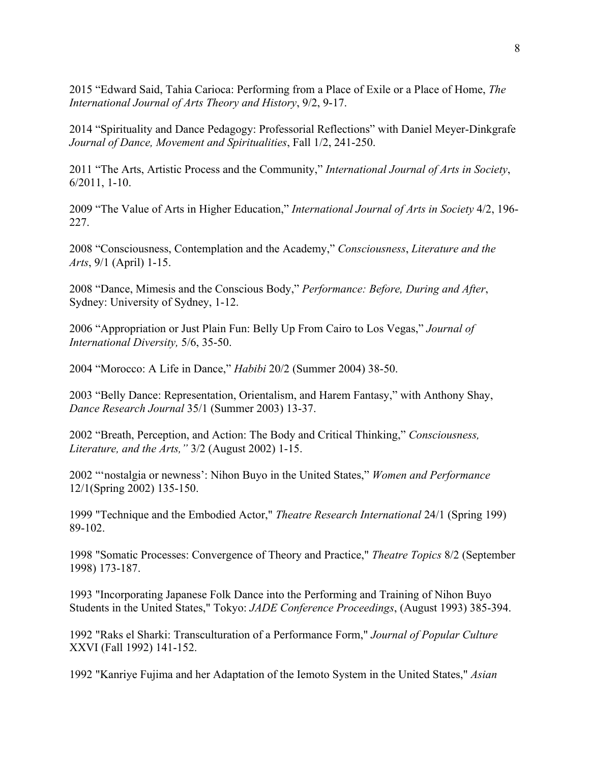2015 “Edward Said, Tahia Carioca: Performing from a Place of Exile or a Place of Home, *The International Journal of Arts Theory and History*, 9/2, 9-17.

2014 “Spirituality and Dance Pedagogy: Professorial Reflections” with Daniel Meyer-Dinkgrafe *Journal of Dance, Movement and Spiritualities*, Fall 1/2, 241-250.

2011 “The Arts, Artistic Process and the Community,” *International Journal of Arts in Society*, 6/2011, 1-10.

2009 “The Value of Arts in Higher Education,” *International Journal of Arts in Society* 4/2, 196-227.

2008 “Consciousness, Contemplation and the Academy,” *Consciousness*, *Literature and the Arts*, 9/1 (April) 1-15.

2008 “Dance, Mimesis and the Conscious Body,” *Performance: Before, During and After*, Sydney: University of Sydney, 1-12.

2006 “Appropriation or Just Plain Fun: Belly Up From Cairo to Los Vegas,” *Journal of International Diversity,* 5/6, 35-50.

2004 “Morocco: A Life in Dance,” *Habibi* 20/2 (Summer 2004) 38-50.

2003 “Belly Dance: Representation, Orientalism, and Harem Fantasy,” with Anthony Shay, *Dance Research Journal* 35/1 (Summer 2003) 13-37.

2002 “Breath, Perception, and Action: The Body and Critical Thinking,” *Consciousness, Literature, and the Arts,”* 3/2 (August 2002) 1-15.

2002 “‘nostalgia or newness’: Nihon Buyo in the United States,” *Women and Performance* 12/1(Spring 2002) 135-150.

1999 "Technique and the Embodied Actor," *Theatre Research International* 24/1 (Spring 199) 89-102.

1998 "Somatic Processes: Convergence of Theory and Practice," *Theatre Topics* 8/2 (September 1998) 173-187.

1993 "Incorporating Japanese Folk Dance into the Performing and Training of Nihon Buyo Students in the United States," Tokyo: *JADE Conference Proceedings*, (August 1993) 385-394.

1992 "Raks el Sharki: Transculturation of a Performance Form," *Journal of Popular Culture* XXVI (Fall 1992) 141-152.

1992 "Kanriye Fujima and her Adaptation of the Iemoto System in the United States," *Asian*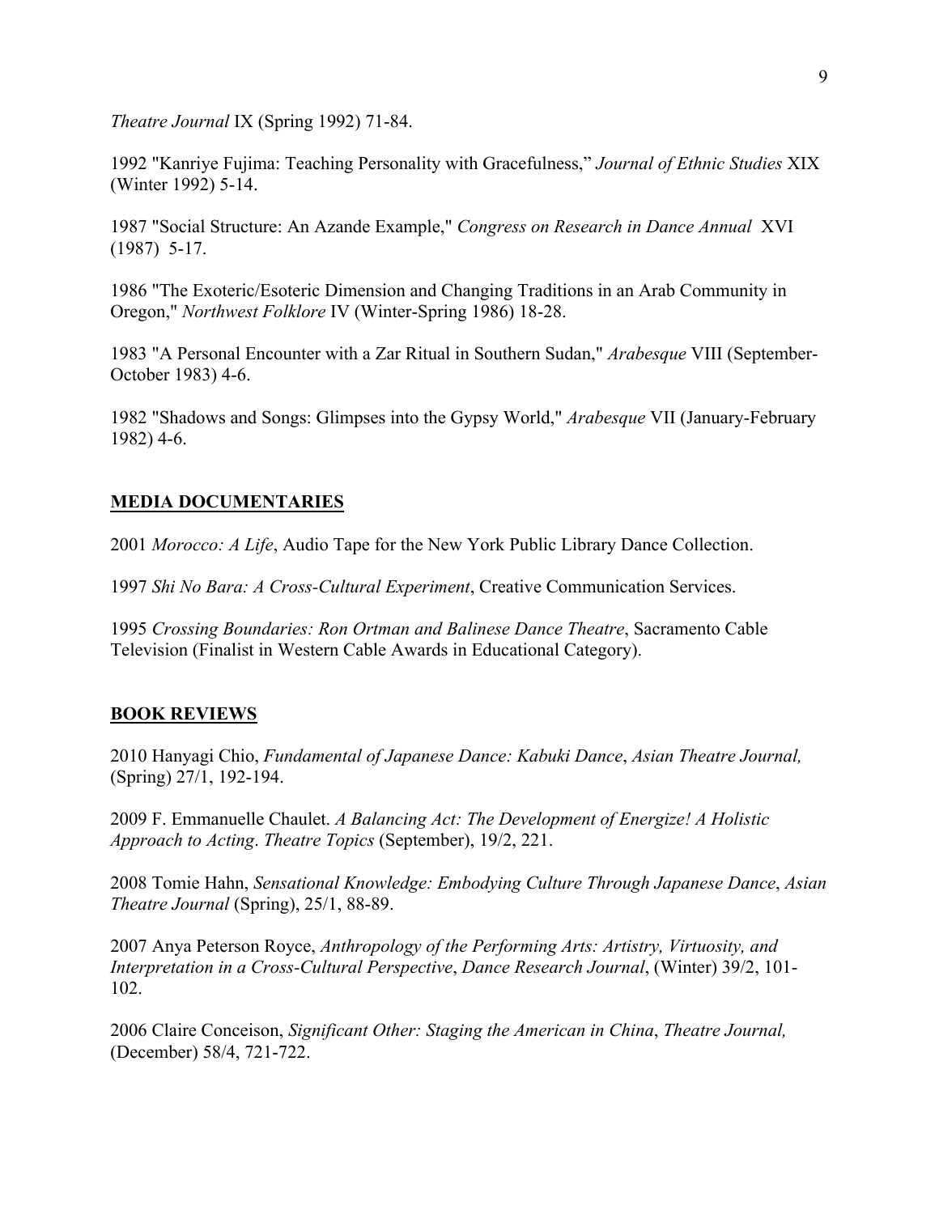*Theatre Journal* IX (Spring 1992) 71-84.

1992 "Kanriye Fujima: Teaching Personality with Gracefulness," *Journal of Ethnic Studies* XIX (Winter 1992) 5-14.

1987 "Social Structure: An Azande Example," *Congress on Research in Dance Annual* XVI (1987) 5-17.

1986 "The Exoteric/Esoteric Dimension and Changing Traditions in an Arab Community in Oregon," *Northwest Folklore* IV (Winter-Spring 1986) 18-28.

1983 "A Personal Encounter with a Zar Ritual in Southern Sudan," *Arabesque* VIII (September-October 1983) 4-6.

1982 "Shadows and Songs: Glimpses into the Gypsy World," *Arabesque* VII (January-February 1982) 4-6.

## MEDIA DOCUMENTARIES

2001 *Morocco: A Life*, Audio Tape for the New York Public Library Dance Collection.

1997 *Shi No Bara: A Cross-Cultural Experiment*, Creative Communication Services.

1995 *Crossing Boundaries: Ron Ortman and Balinese Dance Theatre*, Sacramento Cable Television (Finalist in Western Cable Awards in Educational Category).

## BOOK REVIEWS

2010 Hanyagi Chio, *Fundamental of Japanese Dance: Kabuki Dance*, *Asian Theatre Journal,* (Spring) 27/1, 192-194.

2009 F. Emmanuelle Chaulet. *A Balancing Act: The Development of Energize! A Holistic Approach to Acting*. *Theatre Topics* (September), 19/2, 221.

2008 Tomie Hahn, *Sensational Knowledge: Embodying Culture Through Japanese Dance*, *Asian Theatre Journal* (Spring), 25/1, 88-89.

2007 Anya Peterson Royce, *Anthropology of the Performing Arts: Artistry, Virtuosity, and Interpretation in a Cross-Cultural Perspective*, *Dance Research Journal*, (Winter) 39/2, 101-102.

2006 Claire Conceison, *Significant Other: Staging the American in China*, *Theatre Journal,* (December) 58/4, 721-722.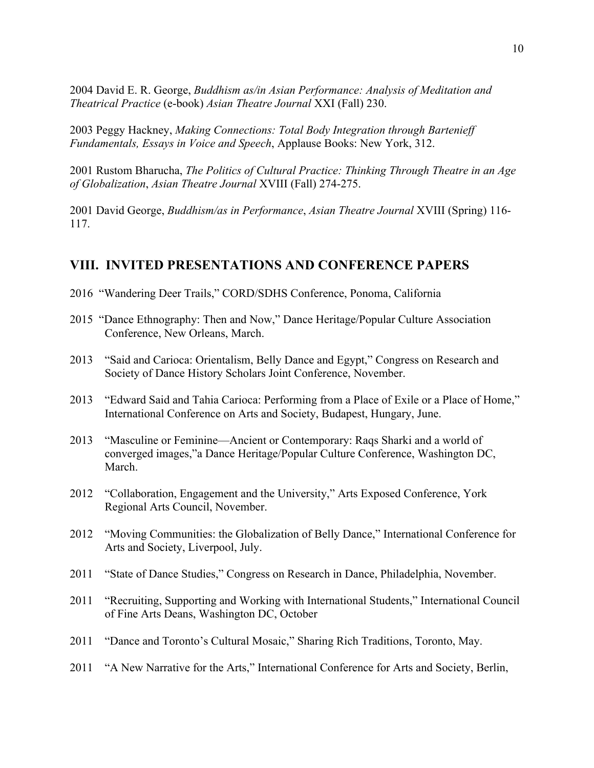2004 David E. R. George, *Buddhism as/in Asian Performance: Analysis of Meditation and Theatrical Practice* (e-book) *Asian Theatre Journal* XXI (Fall) 230.

2003 Peggy Hackney, *Making Connections: Total Body Integration through Bartenieff Fundamentals, Essays in Voice and Speech*, Applause Books: New York, 312.

2001 Rustom Bharucha, *The Politics of Cultural Practice: Thinking Through Theatre in an Age of Globalization*, *Asian Theatre Journal* XVIII (Fall) 274-275.

2001 David George, *Buddhism/as in Performance*, *Asian Theatre Journal* XVIII (Spring) 116-117.

## VIII. INVITED PRESENTATIONS AND CONFERENCE PAPERS

2016 "Wandering Deer Trails," CORD/SDHS Conference, Ponoma, California

2015 "Dance Ethnography: Then and Now," Dance Heritage/Popular Culture Association Conference, New Orleans, March.

2013 "Said and Carioca: Orientalism, Belly Dance and Egypt," Congress on Research and Society of Dance History Scholars Joint Conference, November.

2013 "Edward Said and Tahia Carioca: Performing from a Place of Exile or a Place of Home," International Conference on Arts and Society, Budapest, Hungary, June.

2013 "Masculine or Feminine—Ancient or Contemporary: Raqs Sharki and a world of converged images,"a Dance Heritage/Popular Culture Conference, Washington DC, March.

2012 "Collaboration, Engagement and the University," Arts Exposed Conference, York Regional Arts Council, November.

2012 "Moving Communities: the Globalization of Belly Dance," International Conference for Arts and Society, Liverpool, July.

2011 "State of Dance Studies," Congress on Research in Dance, Philadelphia, November.

2011 "Recruiting, Supporting and Working with International Students," International Council of Fine Arts Deans, Washington DC, October

2011 "Dance and Toronto's Cultural Mosaic," Sharing Rich Traditions, Toronto, May.

2011 "A New Narrative for the Arts," International Conference for Arts and Society, Berlin,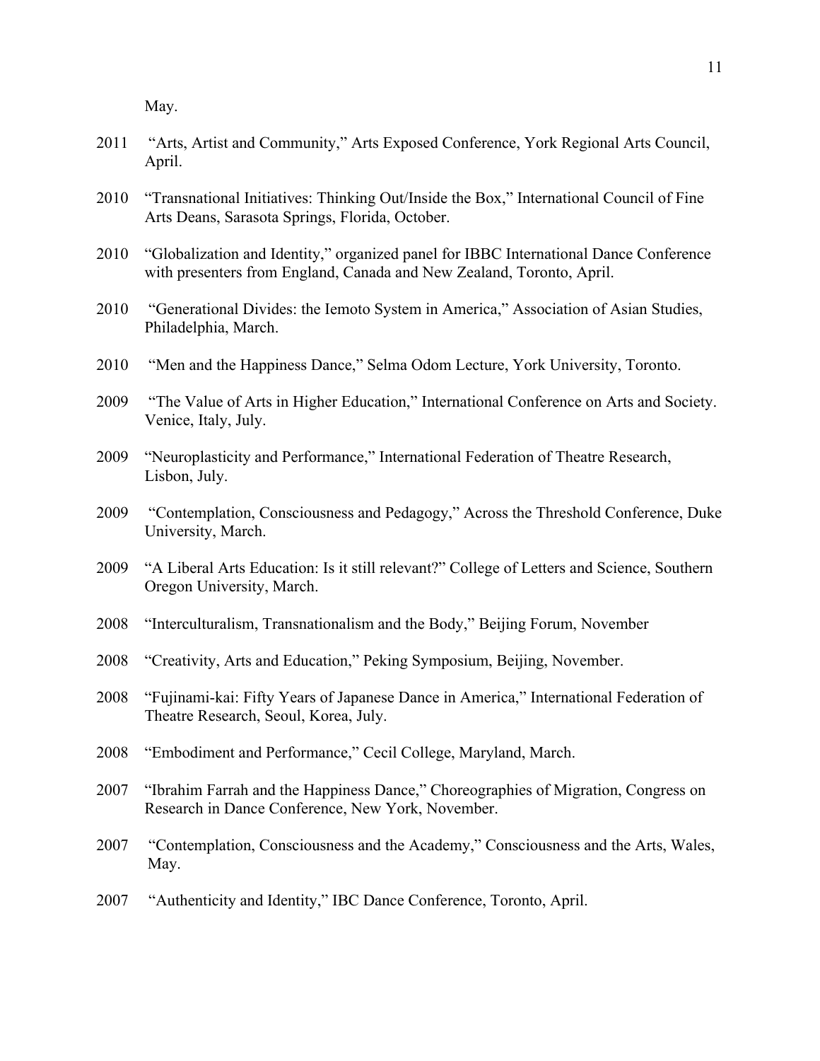May.

2011 "Arts, Artist and Community," Arts Exposed Conference, York Regional Arts Council, April.

2010 "Transnational Initiatives: Thinking Out/Inside the Box," International Council of Fine Arts Deans, Sarasota Springs, Florida, October.

2010 "Globalization and Identity," organized panel for IBBC International Dance Conference with presenters from England, Canada and New Zealand, Toronto, April.

2010 "Generational Divides: the Iemoto System in America," Association of Asian Studies, Philadelphia, March.

2010 "Men and the Happiness Dance," Selma Odom Lecture, York University, Toronto.

2009 "The Value of Arts in Higher Education," International Conference on Arts and Society. Venice, Italy, July.

2009 "Neuroplasticity and Performance," International Federation of Theatre Research, Lisbon, July.

2009 "Contemplation, Consciousness and Pedagogy," Across the Threshold Conference, Duke University, March.

2009 "A Liberal Arts Education: Is it still relevant?" College of Letters and Science, Southern Oregon University, March.

2008 "Interculturalism, Transnationalism and the Body," Beijing Forum, November

2008 "Creativity, Arts and Education," Peking Symposium, Beijing, November.

2008 "Fujinami-kai: Fifty Years of Japanese Dance in America," International Federation of Theatre Research, Seoul, Korea, July.

2008 "Embodiment and Performance," Cecil College, Maryland, March.

2007 "Ibrahim Farrah and the Happiness Dance," Choreographies of Migration, Congress on Research in Dance Conference, New York, November.

2007 "Contemplation, Consciousness and the Academy," Consciousness and the Arts, Wales, May.

2007 "Authenticity and Identity," IBC Dance Conference, Toronto, April.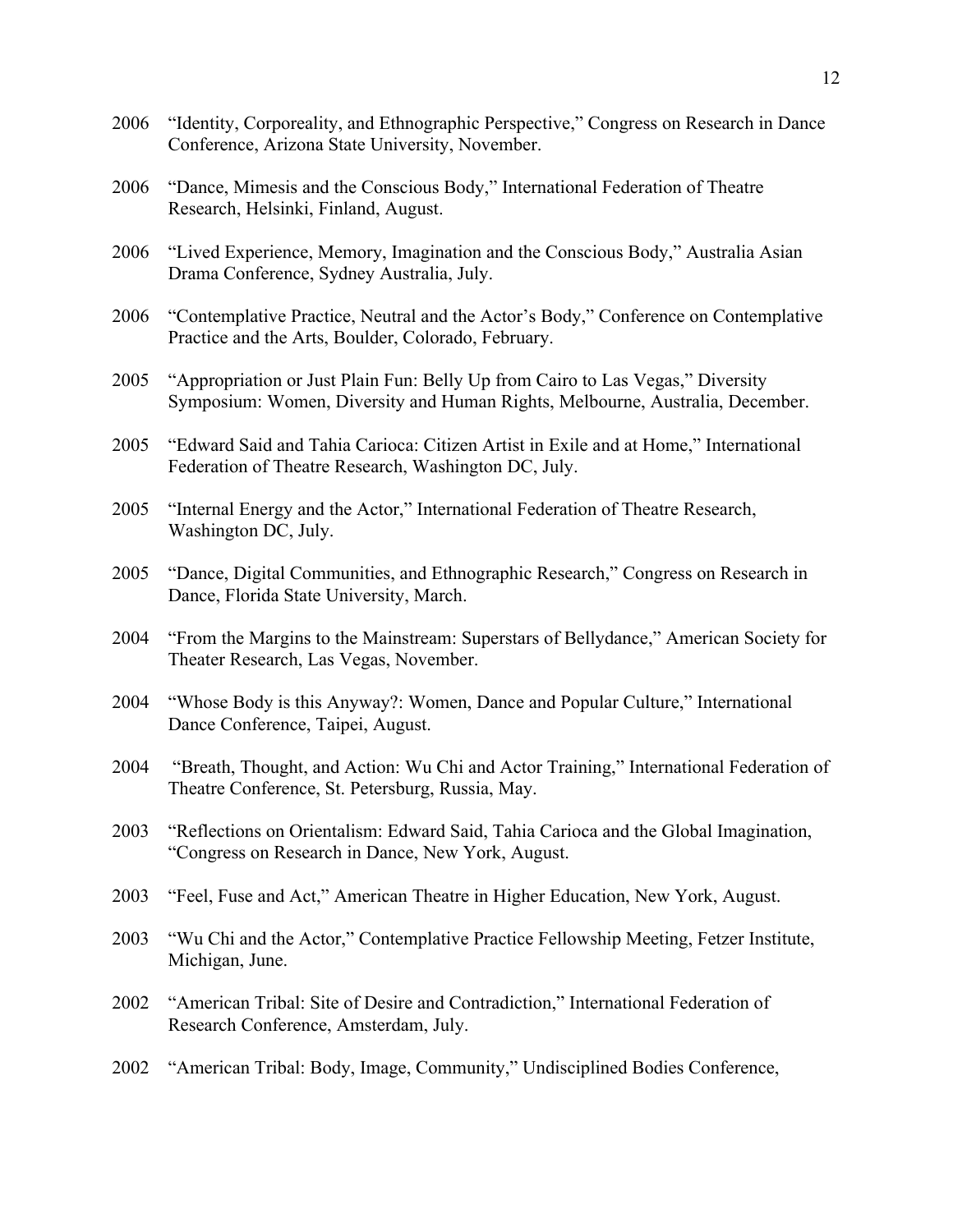2006 "Identity, Corporeality, and Ethnographic Perspective," Congress on Research in Dance Conference, Arizona State University, November.

2006 "Dance, Mimesis and the Conscious Body," International Federation of Theatre Research, Helsinki, Finland, August.

2006 "Lived Experience, Memory, Imagination and the Conscious Body," Australia Asian Drama Conference, Sydney Australia, July.

2006 "Contemplative Practice, Neutral and the Actor's Body," Conference on Contemplative Practice and the Arts, Boulder, Colorado, February.

2005 "Appropriation or Just Plain Fun: Belly Up from Cairo to Las Vegas," Diversity Symposium: Women, Diversity and Human Rights, Melbourne, Australia, December.

2005 "Edward Said and Tahia Carioca: Citizen Artist in Exile and at Home," International Federation of Theatre Research, Washington DC, July.

2005 "Internal Energy and the Actor," International Federation of Theatre Research, Washington DC, July.

2005 "Dance, Digital Communities, and Ethnographic Research," Congress on Research in Dance, Florida State University, March.

2004 "From the Margins to the Mainstream: Superstars of Bellydance," American Society for Theater Research, Las Vegas, November.

2004 "Whose Body is this Anyway?: Women, Dance and Popular Culture," International Dance Conference, Taipei, August.

2004 "Breath, Thought, and Action: Wu Chi and Actor Training," International Federation of Theatre Conference, St. Petersburg, Russia, May.

2003 "Reflections on Orientalism: Edward Said, Tahia Carioca and the Global Imagination, "Congress on Research in Dance, New York, August.

2003 "Feel, Fuse and Act," American Theatre in Higher Education, New York, August.

2003 "Wu Chi and the Actor," Contemplative Practice Fellowship Meeting, Fetzer Institute, Michigan, June.

2002 "American Tribal: Site of Desire and Contradiction," International Federation of Research Conference, Amsterdam, July.

2002 "American Tribal: Body, Image, Community," Undisciplined Bodies Conference,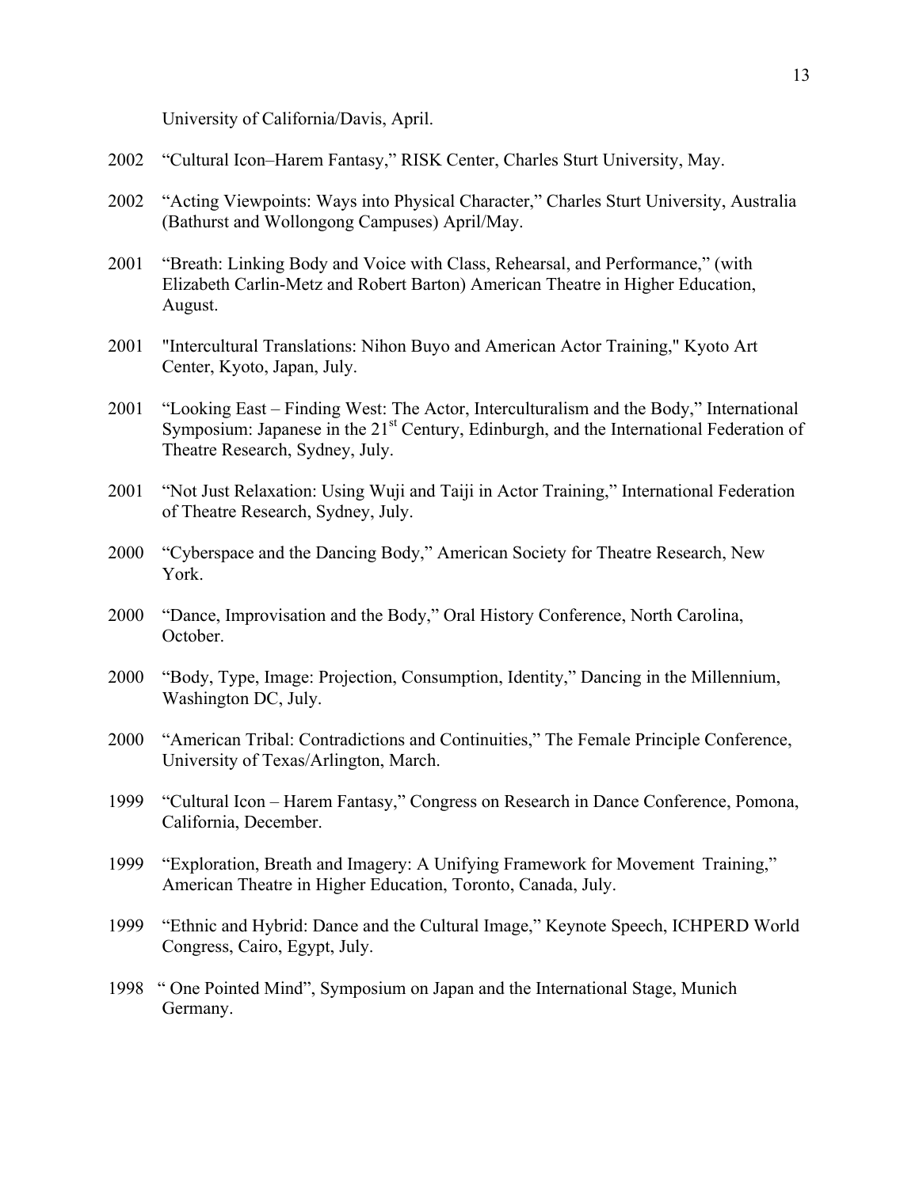University of California/Davis, April.

2002 "Cultural Icon–Harem Fantasy," RISK Center, Charles Sturt University, May.

2002 "Acting Viewpoints: Ways into Physical Character," Charles Sturt University, Australia (Bathurst and Wollongong Campuses) April/May.

2001 "Breath: Linking Body and Voice with Class, Rehearsal, and Performance," (with Elizabeth Carlin-Metz and Robert Barton) American Theatre in Higher Education, August.

2001 "Intercultural Translations: Nihon Buyo and American Actor Training," Kyoto Art Center, Kyoto, Japan, July.

2001 "Looking East – Finding West: The Actor, Interculturalism and the Body," International Symposium: Japanese in the 21st Century, Edinburgh, and the International Federation of Theatre Research, Sydney, July.

2001 "Not Just Relaxation: Using Wuji and Taiji in Actor Training," International Federation of Theatre Research, Sydney, July.

2000 "Cyberspace and the Dancing Body," American Society for Theatre Research, New York.

2000 "Dance, Improvisation and the Body," Oral History Conference, North Carolina, October.

2000 "Body, Type, Image: Projection, Consumption, Identity," Dancing in the Millennium, Washington DC, July.

2000 "American Tribal: Contradictions and Continuities," The Female Principle Conference, University of Texas/Arlington, March.

1999 "Cultural Icon – Harem Fantasy," Congress on Research in Dance Conference, Pomona, California, December.

1999 "Exploration, Breath and Imagery: A Unifying Framework for Movement Training," American Theatre in Higher Education, Toronto, Canada, July.

1999 "Ethnic and Hybrid: Dance and the Cultural Image," Keynote Speech, ICHPERD World Congress, Cairo, Egypt, July.

1998 " One Pointed Mind", Symposium on Japan and the International Stage, Munich Germany.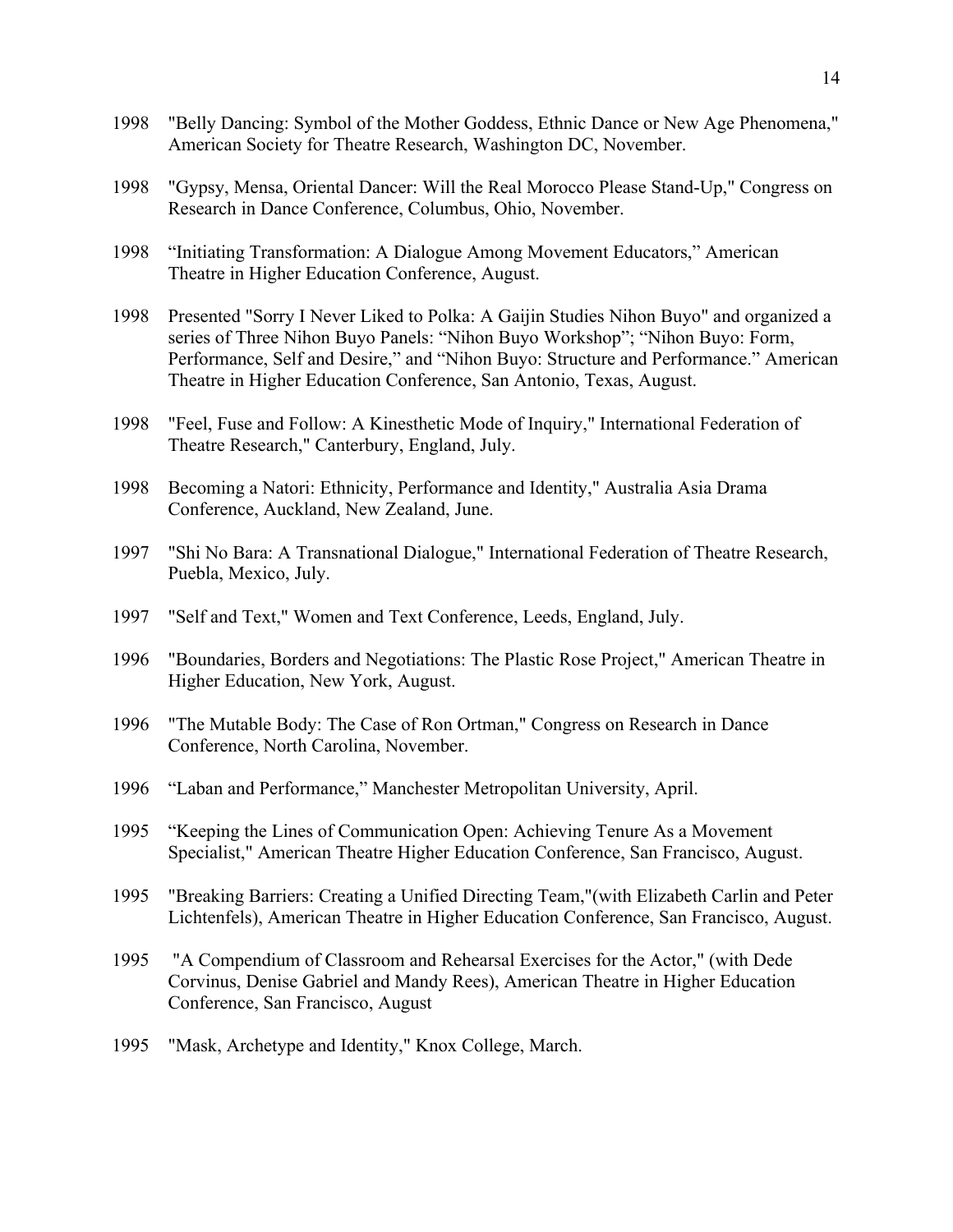1998 "Belly Dancing: Symbol of the Mother Goddess, Ethnic Dance or New Age Phenomena," American Society for Theatre Research, Washington DC, November.

1998 "Gypsy, Mensa, Oriental Dancer: Will the Real Morocco Please Stand-Up," Congress on Research in Dance Conference, Columbus, Ohio, November.

1998 "Initiating Transformation: A Dialogue Among Movement Educators," American Theatre in Higher Education Conference, August.

1998 Presented "Sorry I Never Liked to Polka: A Gaijin Studies Nihon Buyo" and organized a series of Three Nihon Buyo Panels: "Nihon Buyo Workshop"; "Nihon Buyo: Form, Performance, Self and Desire," and "Nihon Buyo: Structure and Performance." American Theatre in Higher Education Conference, San Antonio, Texas, August.

1998 "Feel, Fuse and Follow: A Kinesthetic Mode of Inquiry," International Federation of Theatre Research," Canterbury, England, July.

1998 Becoming a Natori: Ethnicity, Performance and Identity," Australia Asia Drama Conference, Auckland, New Zealand, June.

1997 "Shi No Bara: A Transnational Dialogue," International Federation of Theatre Research, Puebla, Mexico, July.

1997 "Self and Text," Women and Text Conference, Leeds, England, July.

1996 "Boundaries, Borders and Negotiations: The Plastic Rose Project," American Theatre in Higher Education, New York, August.

1996 "The Mutable Body: The Case of Ron Ortman," Congress on Research in Dance Conference, North Carolina, November.

1996 "Laban and Performance," Manchester Metropolitan University, April.

1995 "Keeping the Lines of Communication Open: Achieving Tenure As a Movement Specialist," American Theatre Higher Education Conference, San Francisco, August.

1995 "Breaking Barriers: Creating a Unified Directing Team,"(with Elizabeth Carlin and Peter Lichtenfels), American Theatre in Higher Education Conference, San Francisco, August.

1995 "A Compendium of Classroom and Rehearsal Exercises for the Actor," (with Dede Corvinus, Denise Gabriel and Mandy Rees), American Theatre in Higher Education Conference, San Francisco, August

1995 "Mask, Archetype and Identity," Knox College, March.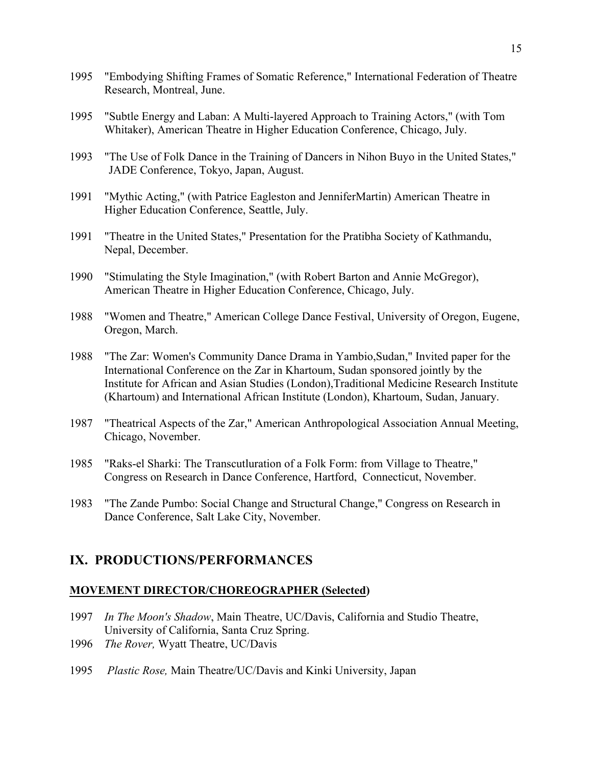1995 "Embodying Shifting Frames of Somatic Reference," International Federation of Theatre Research, Montreal, June.

1995 "Subtle Energy and Laban: A Multi-layered Approach to Training Actors," (with Tom Whitaker), American Theatre in Higher Education Conference, Chicago, July.

1993 "The Use of Folk Dance in the Training of Dancers in Nihon Buyo in the United States," JADE Conference, Tokyo, Japan, August.

1991 "Mythic Acting," (with Patrice Eagleston and JenniferMartin) American Theatre in Higher Education Conference, Seattle, July.

1991 "Theatre in the United States," Presentation for the Pratibha Society of Kathmandu, Nepal, December.

1990 "Stimulating the Style Imagination," (with Robert Barton and Annie McGregor), American Theatre in Higher Education Conference, Chicago, July.

1988 "Women and Theatre," American College Dance Festival, University of Oregon, Eugene, Oregon, March.

1988 "The Zar: Women's Community Dance Drama in Yambio,Sudan," Invited paper for the International Conference on the Zar in Khartoum, Sudan sponsored jointly by the Institute for African and Asian Studies (London),Traditional Medicine Research Institute (Khartoum) and International African Institute (London), Khartoum, Sudan, January.

1987 "Theatrical Aspects of the Zar," American Anthropological Association Annual Meeting, Chicago, November.

1985 "Raks-el Sharki: The Transcutluration of a Folk Form: from Village to Theatre," Congress on Research in Dance Conference, Hartford, Connecticut, November.

1983 "The Zande Pumbo: Social Change and Structural Change," Congress on Research in Dance Conference, Salt Lake City, November.

## IX. PRODUCTIONS/PERFORMANCES

**MOVEMENT DIRECTOR/CHOREOGRAPHER (Selected)**

1997 *In The Moon's Shadow*, Main Theatre, UC/Davis, California and Studio Theatre, University of California, Santa Cruz Spring.

1996 *The Rover,* Wyatt Theatre, UC/Davis

1995 *Plastic Rose,* Main Theatre/UC/Davis and Kinki University, Japan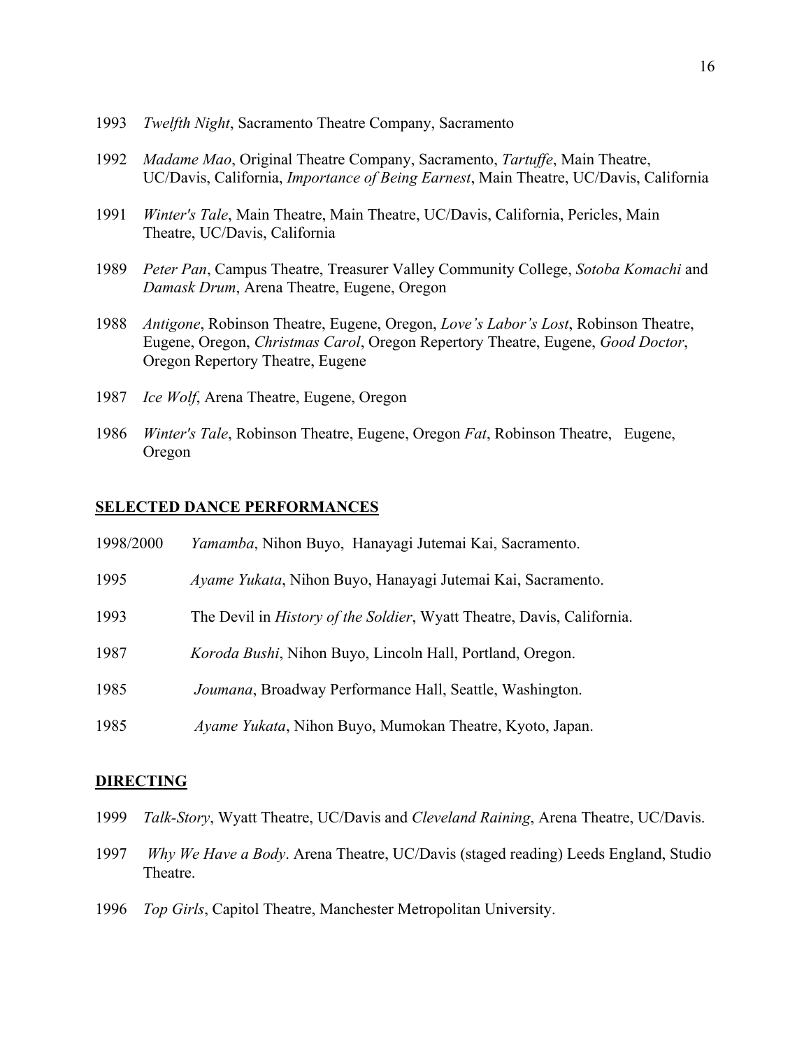1993 *Twelfth Night*, Sacramento Theatre Company, Sacramento

1992 *Madame Mao*, Original Theatre Company, Sacramento, *Tartuffe*, Main Theatre, UC/Davis, California, *Importance of Being Earnest*, Main Theatre, UC/Davis, California

1991 *Winter's Tale*, Main Theatre, Main Theatre, UC/Davis, California, Pericles, Main Theatre, UC/Davis, California

1989 *Peter Pan*, Campus Theatre, Treasurer Valley Community College, *Sotoba Komachi* and *Damask Drum*, Arena Theatre, Eugene, Oregon

1988 *Antigone*, Robinson Theatre, Eugene, Oregon, *Love's Labor's Lost*, Robinson Theatre, Eugene, Oregon, *Christmas Carol*, Oregon Repertory Theatre, Eugene, *Good Doctor*, Oregon Repertory Theatre, Eugene

1987 *Ice Wolf*, Arena Theatre, Eugene, Oregon

1986 *Winter's Tale*, Robinson Theatre, Eugene, Oregon *Fat*, Robinson Theatre, Eugene, Oregon

## SELECTED DANCE PERFORMANCES

1998/2000 *Yamamba*, Nihon Buyo, Hanayagi Jutemai Kai, Sacramento.

1995 *Ayame Yukata*, Nihon Buyo, Hanayagi Jutemai Kai, Sacramento.

1993 The Devil in *History of the Soldier*, Wyatt Theatre, Davis, California.

1987 *Koroda Bushi*, Nihon Buyo, Lincoln Hall, Portland, Oregon.

1985 *Joumana*, Broadway Performance Hall, Seattle, Washington.

1985 *Ayame Yukata*, Nihon Buyo, Mumokan Theatre, Kyoto, Japan.

## DIRECTING

1999 *Talk-Story*, Wyatt Theatre, UC/Davis and *Cleveland Raining*, Arena Theatre, UC/Davis.

1997 *Why We Have a Body*. Arena Theatre, UC/Davis (staged reading) Leeds England, Studio Theatre.

1996 *Top Girls*, Capitol Theatre, Manchester Metropolitan University.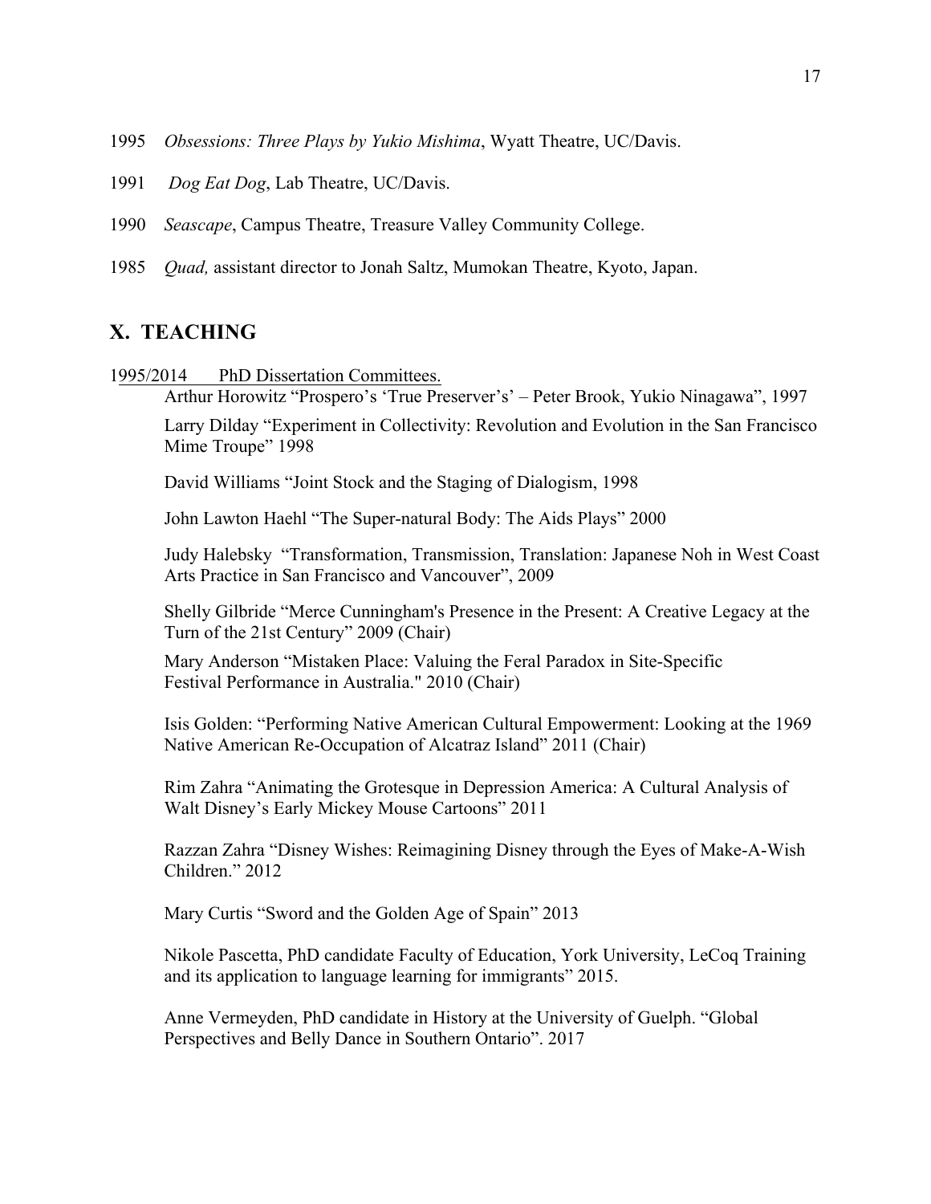1995 *Obsessions: Three Plays by Yukio Mishima*, Wyatt Theatre, UC/Davis.

1991 *Dog Eat Dog*, Lab Theatre, UC/Davis.

1990 *Seascape*, Campus Theatre, Treasure Valley Community College.

1985 *Quad,* assistant director to Jonah Saltz, Mumokan Theatre, Kyoto, Japan.

## X. TEACHING

1995/2014 PhD Dissertation Committees.

Arthur Horowitz "Prospero's 'True Preserver's' – Peter Brook, Yukio Ninagawa", 1997

Larry Dilday "Experiment in Collectivity: Revolution and Evolution in the San Francisco Mime Troupe" 1998

David Williams "Joint Stock and the Staging of Dialogism, 1998

John Lawton Haehl "The Super-natural Body: The Aids Plays" 2000

Judy Halebsky "Transformation, Transmission, Translation: Japanese Noh in West Coast Arts Practice in San Francisco and Vancouver", 2009

Shelly Gilbride "Merce Cunningham's Presence in the Present: A Creative Legacy at the Turn of the 21st Century" 2009 (Chair)

Mary Anderson "Mistaken Place: Valuing the Feral Paradox in Site-Specific Festival Performance in Australia." 2010 (Chair)

Isis Golden: "Performing Native American Cultural Empowerment: Looking at the 1969 Native American Re-Occupation of Alcatraz Island" 2011 (Chair)

Rim Zahra "Animating the Grotesque in Depression America: A Cultural Analysis of Walt Disney's Early Mickey Mouse Cartoons" 2011

Razzan Zahra "Disney Wishes: Reimagining Disney through the Eyes of Make-A-Wish Children." 2012

Mary Curtis "Sword and the Golden Age of Spain" 2013

Nikole Pascetta, PhD candidate Faculty of Education, York University, LeCoq Training and its application to language learning for immigrants" 2015.

Anne Vermeyden, PhD candidate in History at the University of Guelph. "Global Perspectives and Belly Dance in Southern Ontario". 2017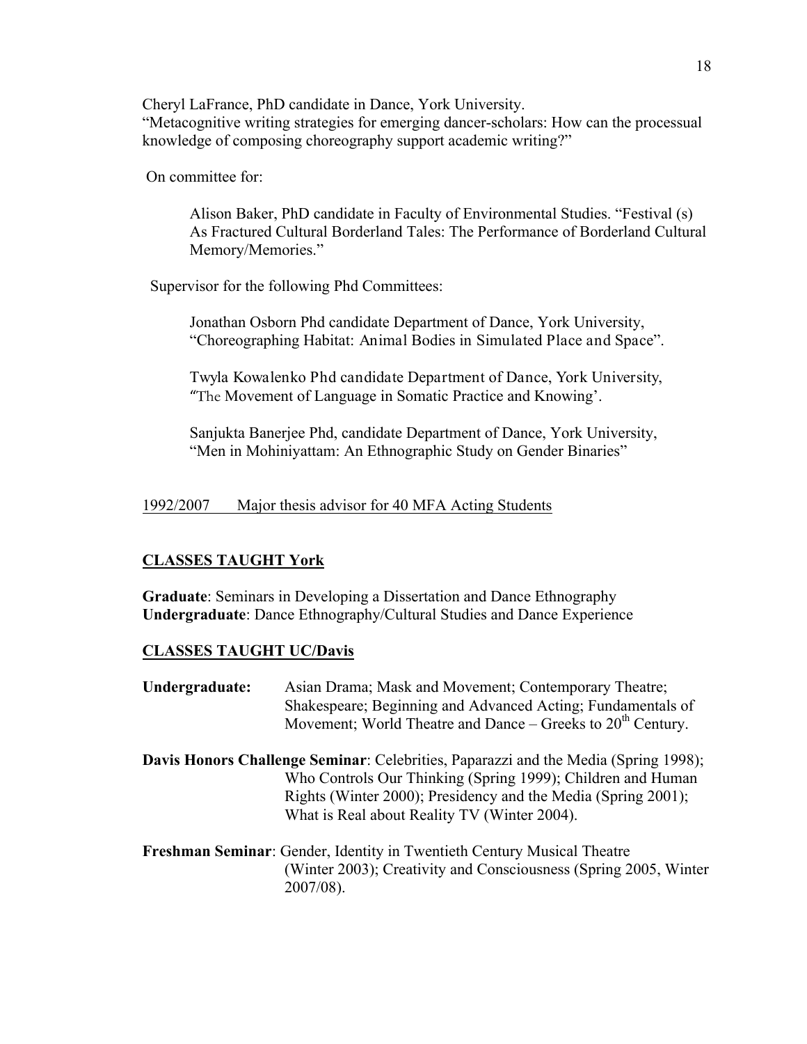Cheryl LaFrance, PhD candidate in Dance, York University.
"Metacognitive writing strategies for emerging dancer-scholars: How can the processual knowledge of composing choreography support academic writing?"

On committee for:

> Alison Baker, PhD candidate in Faculty of Environmental Studies. "Festival (s) As Fractured Cultural Borderland Tales: The Performance of Borderland Cultural Memory/Memories."

Supervisor for the following Phd Committees:

> Jonathan Osborn Phd candidate Department of Dance, York University, "Choreographing Habitat: Animal Bodies in Simulated Place and Space".
>
> Twyla Kowalenko Phd candidate Department of Dance, York University, "The Movement of Language in Somatic Practice and Knowing'.
>
> Sanjukta Banerjee Phd, candidate Department of Dance, York University, "Men in Mohiniyattam: An Ethnographic Study on Gender Binaries"

1992/2007 Major thesis advisor for 40 MFA Acting Students

## CLASSES TAUGHT York

**Graduate**: Seminars in Developing a Dissertation and Dance Ethnography
**Undergraduate**: Dance Ethnography/Cultural Studies and Dance Experience

## CLASSES TAUGHT UC/Davis

**Undergraduate:** Asian Drama; Mask and Movement; Contemporary Theatre; Shakespeare; Beginning and Advanced Acting; Fundamentals of Movement; World Theatre and Dance – Greeks to 20th Century.

**Davis Honors Challenge Seminar**: Celebrities, Paparazzi and the Media (Spring 1998); Who Controls Our Thinking (Spring 1999); Children and Human Rights (Winter 2000); Presidency and the Media (Spring 2001); What is Real about Reality TV (Winter 2004).

**Freshman Seminar**: Gender, Identity in Twentieth Century Musical Theatre (Winter 2003); Creativity and Consciousness (Spring 2005, Winter 2007/08).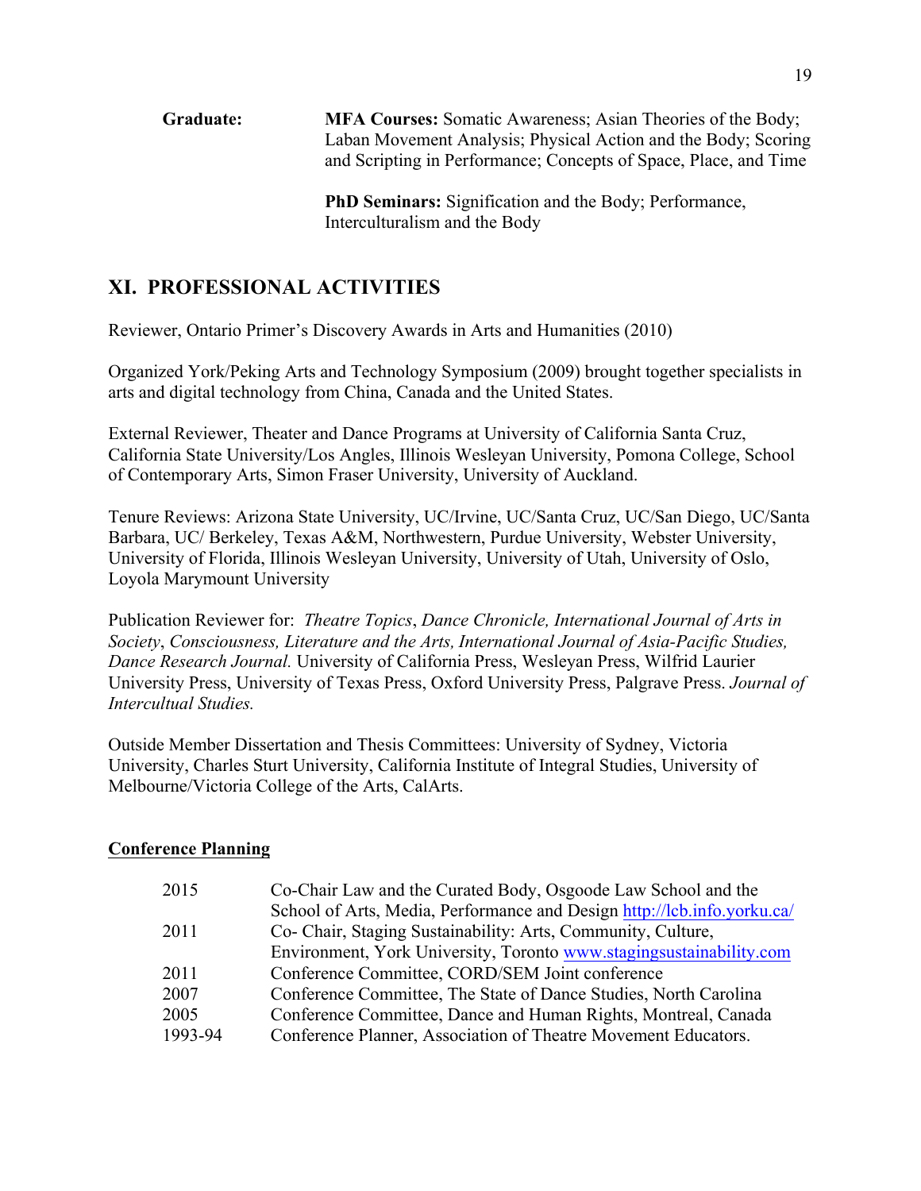**Graduate:** **MFA Courses:** Somatic Awareness; Asian Theories of the Body; Laban Movement Analysis; Physical Action and the Body; Scoring and Scripting in Performance; Concepts of Space, Place, and Time

**PhD Seminars:** Signification and the Body; Performance, Interculturalism and the Body

## XI. PROFESSIONAL ACTIVITIES

Reviewer, Ontario Primer's Discovery Awards in Arts and Humanities (2010)

Organized York/Peking Arts and Technology Symposium (2009) brought together specialists in arts and digital technology from China, Canada and the United States.

External Reviewer, Theater and Dance Programs at University of California Santa Cruz, California State University/Los Angles, Illinois Wesleyan University, Pomona College, School of Contemporary Arts, Simon Fraser University, University of Auckland.

Tenure Reviews: Arizona State University, UC/Irvine, UC/Santa Cruz, UC/San Diego, UC/Santa Barbara, UC/ Berkeley, Texas A&M, Northwestern, Purdue University, Webster University, University of Florida, Illinois Wesleyan University, University of Utah, University of Oslo, Loyola Marymount University

Publication Reviewer for: *Theatre Topics*, *Dance Chronicle, International Journal of Arts in Society*, *Consciousness, Literature and the Arts, International Journal of Asia-Pacific Studies, Dance Research Journal.* University of California Press, Wesleyan Press, Wilfrid Laurier University Press, University of Texas Press, Oxford University Press, Palgrave Press. *Journal of Intercultual Studies.*

Outside Member Dissertation and Thesis Committees: University of Sydney, Victoria University, Charles Sturt University, California Institute of Integral Studies, University of Melbourne/Victoria College of the Arts, CalArts.

### Conference Planning

| | |
|---|---|
| 2015 | Co-Chair Law and the Curated Body, Osgoode Law School and the School of Arts, Media, Performance and Design http://lcb.info.yorku.ca/ |
| 2011 | Co- Chair, Staging Sustainability: Arts, Community, Culture, Environment, York University, Toronto www.stagingsustainability.com |
| 2011 | Conference Committee, CORD/SEM Joint conference |
| 2007 | Conference Committee, The State of Dance Studies, North Carolina |
| 2005 | Conference Committee, Dance and Human Rights, Montreal, Canada |
| 1993-94 | Conference Planner, Association of Theatre Movement Educators. |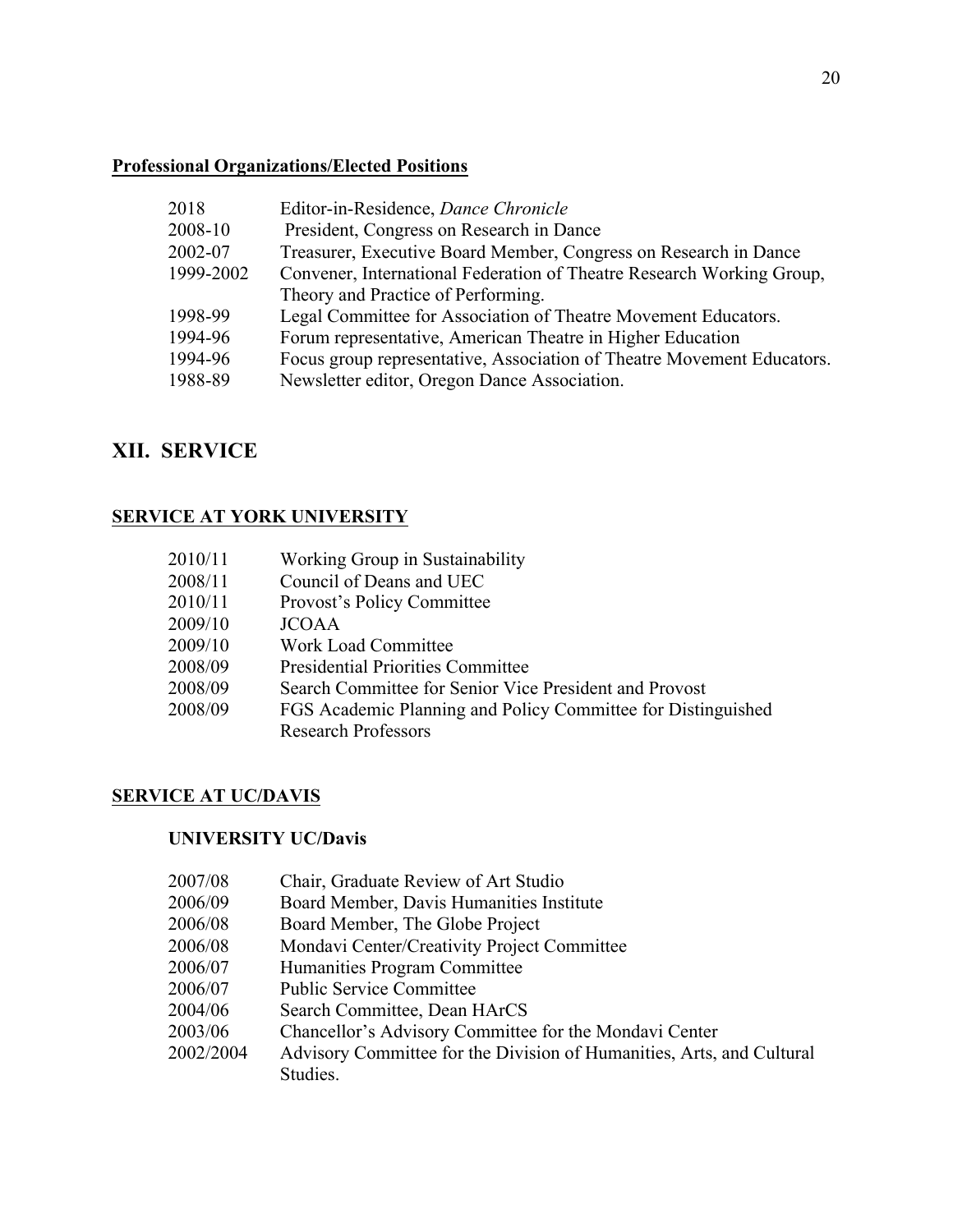**Professional Organizations/Elected Positions**

| | |
|---|---|
| 2018 | Editor-in-Residence, *Dance Chronicle* |
| 2008-10 | President, Congress on Research in Dance |
| 2002-07 | Treasurer, Executive Board Member, Congress on Research in Dance |
| 1999-2002 | Convener, International Federation of Theatre Research Working Group, Theory and Practice of Performing. |
| 1998-99 | Legal Committee for Association of Theatre Movement Educators. |
| 1994-96 | Forum representative, American Theatre in Higher Education |
| 1994-96 | Focus group representative, Association of Theatre Movement Educators. |
| 1988-89 | Newsletter editor, Oregon Dance Association. |

## XII. SERVICE

**SERVICE AT YORK UNIVERSITY**

| | |
|---|---|
| 2010/11 | Working Group in Sustainability |
| 2008/11 | Council of Deans and UEC |
| 2010/11 | Provost's Policy Committee |
| 2009/10 | JCOAA |
| 2009/10 | Work Load Committee |
| 2008/09 | Presidential Priorities Committee |
| 2008/09 | Search Committee for Senior Vice President and Provost |
| 2008/09 | FGS Academic Planning and Policy Committee for Distinguished Research Professors |

**SERVICE AT UC/DAVIS**

**UNIVERSITY UC/Davis**

| | |
|---|---|
| 2007/08 | Chair, Graduate Review of Art Studio |
| 2006/09 | Board Member, Davis Humanities Institute |
| 2006/08 | Board Member, The Globe Project |
| 2006/08 | Mondavi Center/Creativity Project Committee |
| 2006/07 | Humanities Program Committee |
| 2006/07 | Public Service Committee |
| 2004/06 | Search Committee, Dean HArCS |
| 2003/06 | Chancellor's Advisory Committee for the Mondavi Center |
| 2002/2004 | Advisory Committee for the Division of Humanities, Arts, and Cultural Studies. |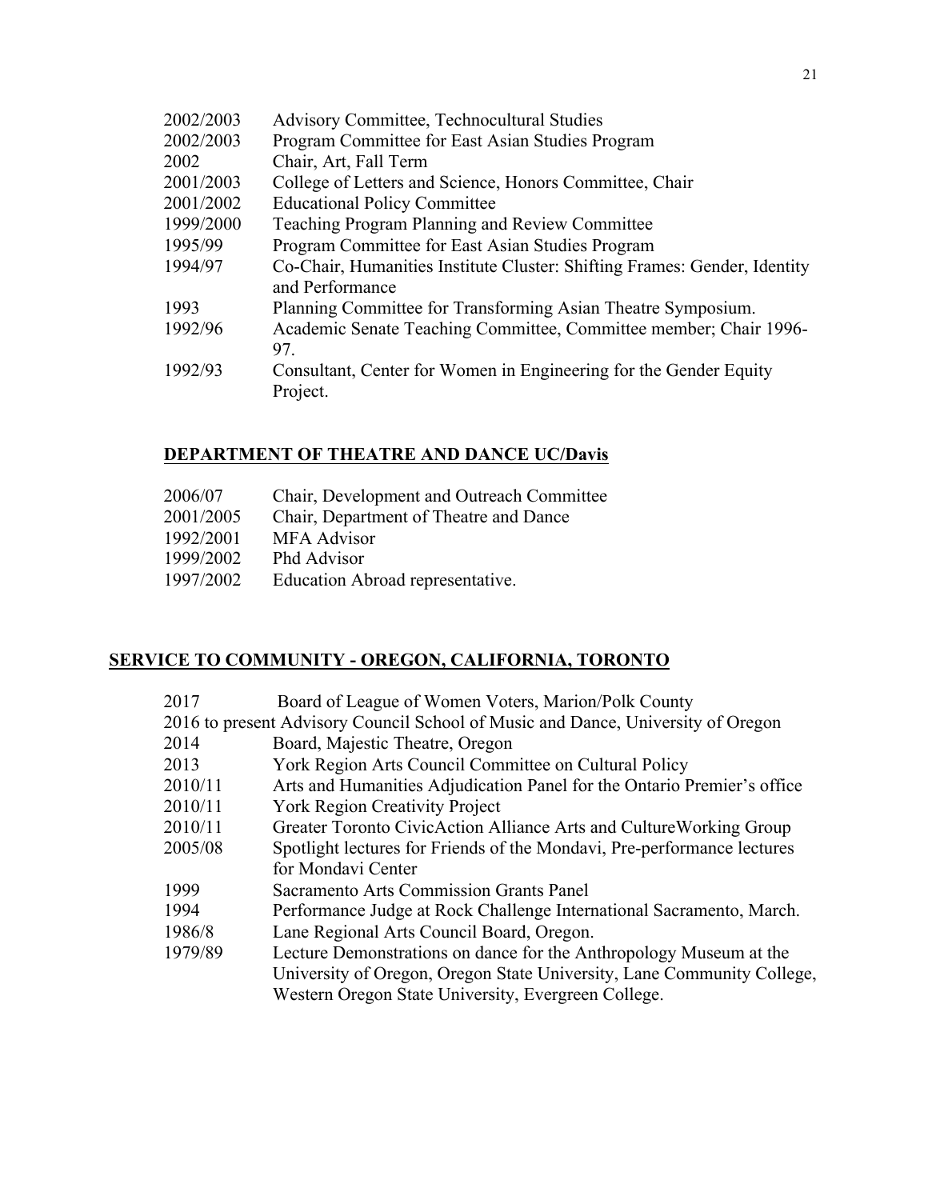| | |
|---|---|
| 2002/2003 | Advisory Committee, Technocultural Studies |
| 2002/2003 | Program Committee for East Asian Studies Program |
| 2002 | Chair, Art, Fall Term |
| 2001/2003 | College of Letters and Science, Honors Committee, Chair |
| 2001/2002 | Educational Policy Committee |
| 1999/2000 | Teaching Program Planning and Review Committee |
| 1995/99 | Program Committee for East Asian Studies Program |
| 1994/97 | Co-Chair, Humanities Institute Cluster: Shifting Frames: Gender, Identity and Performance |
| 1993 | Planning Committee for Transforming Asian Theatre Symposium. |
| 1992/96 | Academic Senate Teaching Committee, Committee member; Chair 1996-97. |
| 1992/93 | Consultant, Center for Women in Engineering for the Gender Equity Project. |

## DEPARTMENT OF THEATRE AND DANCE UC/Davis

| | |
|---|---|
| 2006/07 | Chair, Development and Outreach Committee |
| 2001/2005 | Chair, Department of Theatre and Dance |
| 1992/2001 | MFA Advisor |
| 1999/2002 | Phd Advisor |
| 1997/2002 | Education Abroad representative. |

## SERVICE TO COMMUNITY - OREGON, CALIFORNIA, TORONTO

| | |
|---|---|
| 2017 | Board of League of Women Voters, Marion/Polk County |
| 2016 to present | Advisory Council School of Music and Dance, University of Oregon |
| 2014 | Board, Majestic Theatre, Oregon |
| 2013 | York Region Arts Council Committee on Cultural Policy |
| 2010/11 | Arts and Humanities Adjudication Panel for the Ontario Premier's office |
| 2010/11 | York Region Creativity Project |
| 2010/11 | Greater Toronto CivicAction Alliance Arts and CultureWorking Group |
| 2005/08 | Spotlight lectures for Friends of the Mondavi, Pre-performance lectures for Mondavi Center |
| 1999 | Sacramento Arts Commission Grants Panel |
| 1994 | Performance Judge at Rock Challenge International Sacramento, March. |
| 1986/8 | Lane Regional Arts Council Board, Oregon. |
| 1979/89 | Lecture Demonstrations on dance for the Anthropology Museum at the University of Oregon, Oregon State University, Lane Community College, Western Oregon State University, Evergreen College. |